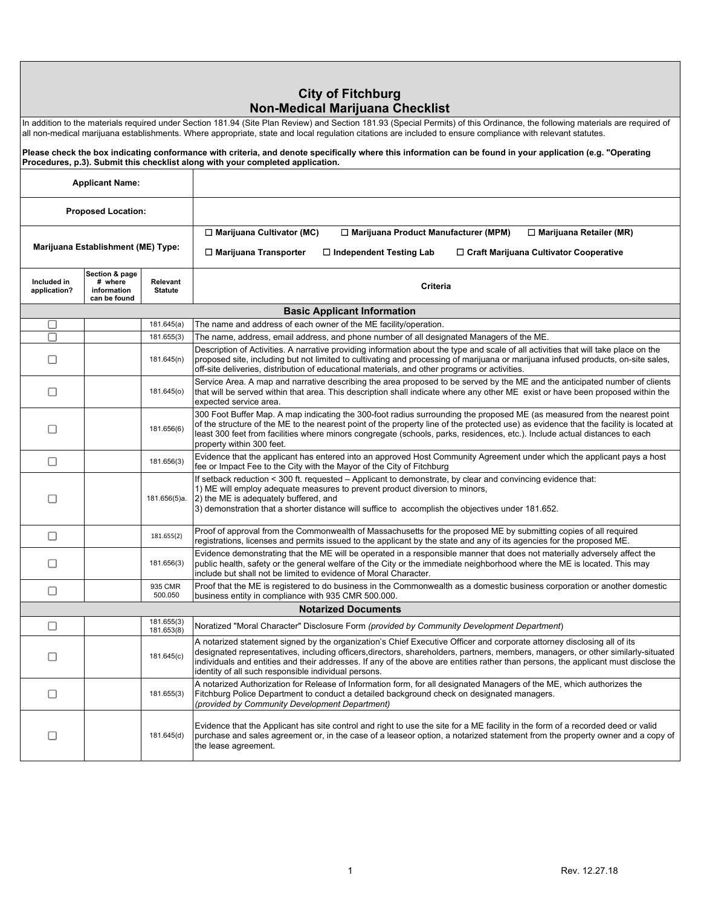# City of Fitchburg
## Non-Medical Marijuana Checklist

In addition to the materials required under Section 181.94 (Site Plan Review) and Section 181.93 (Special Permits) of this Ordinance, the following materials are required of all non-medical marijuana establishments. Where appropriate, state and local regulation citations are included to ensure compliance with relevant statutes.

**Please check the box indicating conformance with criteria, and denote specifically where this information can be found in your application (e.g. "Operating Procedures, p.3). Submit this checklist along with your completed application.**

| | |
|---|---|
| **Applicant Name:** | |
| **Proposed Location:** | |
| **Marijuana Establishment (ME) Type:** | ☐ **Marijuana Cultivator (MC)** ☐ **Marijuana Product Manufacturer (MPM)** ☐ **Marijuana Retailer (MR)** ☐ **Marijuana Transporter** ☐ **Independent Testing Lab** ☐ **Craft Marijuana Cultivator Cooperative** |

| Included in application? | Section & page # where information can be found | Relevant Statute | Criteria |
|---|---|---|---|
| | | | **Basic Applicant Information** |
| ☐ | | 181.645(a) | The name and address of each owner of the ME facility/operation. |
| ☐ | | 181.655(3) | The name, address, email address, and phone number of all designated Managers of the ME. |
| ☐ | | 181.645(n) | Description of Activities. A narrative providing information about the type and scale of all activities that will take place on the proposed site, including but not limited to cultivating and processing of marijuana or marijuana infused products, on-site sales, off-site deliveries, distribution of educational materials, and other programs or activities. |
| ☐ | | 181.645(o) | Service Area. A map and narrative describing the area proposed to be served by the ME and the anticipated number of clients that will be served within that area. This description shall indicate where any other ME exist or have been proposed within the expected service area. |
| ☐ | | 181.656(6) | 300 Foot Buffer Map. A map indicating the 300-foot radius surrounding the proposed ME (as measured from the nearest point of the structure of the ME to the nearest point of the property line of the protected use) as evidence that the facility is located at least 300 feet from facilities where minors congregate (schools, parks, residences, etc.). Include actual distances to each property within 300 feet. |
| ☐ | | 181.656(3) | Evidence that the applicant has entered into an approved Host Community Agreement under which the applicant pays a host fee or Impact Fee to the City with the Mayor of the City of Fitchburg |
| ☐ | | 181.656(5)a. | If setback reduction < 300 ft. requested – Applicant to demonstrate, by clear and convincing evidence that:<br>1) ME will employ adequate measures to prevent product diversion to minors,<br>2) the ME is adequately buffered, and<br>3) demonstration that a shorter distance will suffice to accomplish the objectives under 181.652. |
| ☐ | | 181.655(2) | Proof of approval from the Commonwealth of Massachusetts for the proposed ME by submitting copies of all required registrations, licenses and permits issued to the applicant by the state and any of its agencies for the proposed ME. |
| ☐ | | 181.656(3) | Evidence demonstrating that the ME will be operated in a responsible manner that does not materially adversely affect the public health, safety or the general welfare of the City or the immediate neighborhood where the ME is located. This may include but shall not be limited to evidence of Moral Character. |
| ☐ | | 935 CMR 500.050 | Proof that the ME is registered to do business in the Commonwealth as a domestic business corporation or another domestic business entity in compliance with 935 CMR 500.000. |
| | | | **Notarized Documents** |
| ☐ | | 181.655(3) 181.653(8) | Noratized "Moral Character" Disclosure Form *(provided by Community Development Department)* |
| ☐ | | 181.645(c) | A notarized statement signed by the organization's Chief Executive Officer and corporate attorney disclosing all of its designated representatives, including officers,directors, shareholders, partners, members, managers, or other similarly-situated individuals and entities and their addresses. If any of the above are entities rather than persons, the applicant must disclose the identity of all such responsible individual persons. |
| ☐ | | 181.655(3) | A notarized Authorization for Release of Information form, for all designated Managers of the ME, which authorizes the Fitchburg Police Department to conduct a detailed background check on designated managers.<br>*(provided by Community Development Department)* |
| ☐ | | 181.645(d) | Evidence that the Applicant has site control and right to use the site for a ME facility in the form of a recorded deed or valid purchase and sales agreement or, in the case of a leaseor option, a notarized statement from the property owner and a copy of the lease agreement. |

Rev. 12.27.18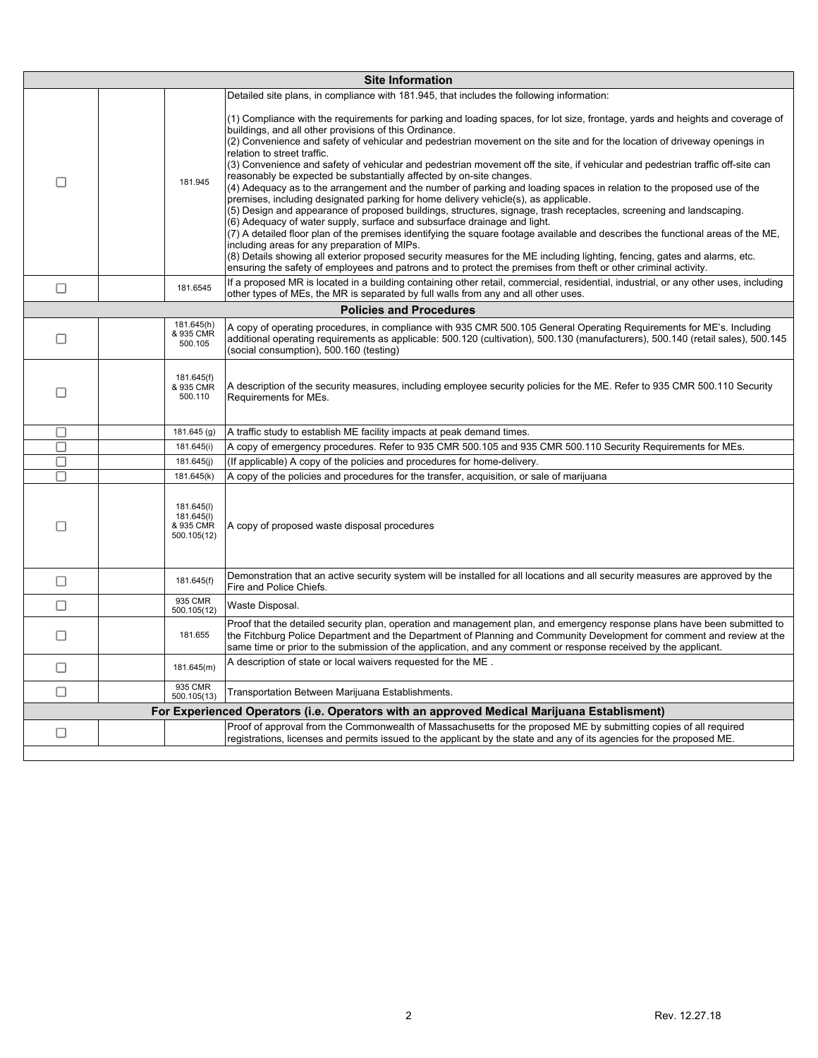| | | | |
|---|---|---|---|
| **Site Information** | | | |
| ☐ | | 181.945 | Detailed site plans, in compliance with 181.945, that includes the following information:<br><br>(1) Compliance with the requirements for parking and loading spaces, for lot size, frontage, yards and heights and coverage of buildings, and all other provisions of this Ordinance.<br>(2) Convenience and safety of vehicular and pedestrian movement on the site and for the location of driveway openings in relation to street traffic.<br>(3) Convenience and safety of vehicular and pedestrian movement off the site, if vehicular and pedestrian traffic off-site can reasonably be expected be substantially affected by on-site changes.<br>(4) Adequacy as to the arrangement and the number of parking and loading spaces in relation to the proposed use of the premises, including designated parking for home delivery vehicle(s), as applicable.<br>(5) Design and appearance of proposed buildings, structures, signage, trash receptacles, screening and landscaping.<br>(6) Adequacy of water supply, surface and subsurface drainage and light.<br>(7) A detailed floor plan of the premises identifying the square footage available and describes the functional areas of the ME, including areas for any preparation of MIPs.<br>(8) Details showing all exterior proposed security measures for the ME including lighting, fencing, gates and alarms, etc. ensuring the safety of employees and patrons and to protect the premises from theft or other criminal activity. |
| ☐ | | 181.6545 | If a proposed MR is located in a building containing other retail, commercial, residential, industrial, or any other uses, including other types of MEs, the MR is separated by full walls from any and all other uses. |
| **Policies and Procedures** | | | |
| ☐ | | 181.645(h) & 935 CMR 500.105 | A copy of operating procedures, in compliance with 935 CMR 500.105 General Operating Requirements for ME's. Including additional operating requirements as applicable: 500.120 (cultivation), 500.130 (manufacturers), 500.140 (retail sales), 500.145 (social consumption), 500.160 (testing) |
| ☐ | | 181.645(f) & 935 CMR 500.110 | A description of the security measures, including employee security policies for the ME. Refer to 935 CMR 500.110 Security Requirements for MEs. |
| ☐ | | 181.645 (g) | A traffic study to establish ME facility impacts at peak demand times. |
| ☐ | | 181.645(i) | A copy of emergency procedures. Refer to 935 CMR 500.105 and 935 CMR 500.110 Security Requirements for MEs. |
| ☐ | | 181.645(j) | (If applicable) A copy of the policies and procedures for home-delivery. |
| ☐ | | 181.645(k) | A copy of the policies and procedures for the transfer, acquisition, or sale of marijuana |
| ☐ | | 181.645(l) 181.645(l) & 935 CMR 500.105(12) | A copy of proposed waste disposal procedures |
| ☐ | | 181.645(f) | Demonstration that an active security system will be installed for all locations and all security measures are approved by the Fire and Police Chiefs. |
| ☐ | | 935 CMR 500.105(12) | Waste Disposal. |
| ☐ | | 181.655 | Proof that the detailed security plan, operation and management plan, and emergency response plans have been submitted to the Fitchburg Police Department and the Department of Planning and Community Development for comment and review at the same time or prior to the submission of the application, and any comment or response received by the applicant. |
| ☐ | | 181.645(m) | A description of state or local waivers requested for the ME . |
| ☐ | | 935 CMR 500.105(13) | Transportation Between Marijuana Establishments. |
| **For Experienced Operators (i.e. Operators with an approved Medical Marijuana Establisment)** | | | |
| ☐ | | | Proof of approval from the Commonwealth of Massachusetts for the proposed ME by submitting copies of all required registrations, licenses and permits issued to the applicant by the state and any of its agencies for the proposed ME. |

Rev. 12.27.18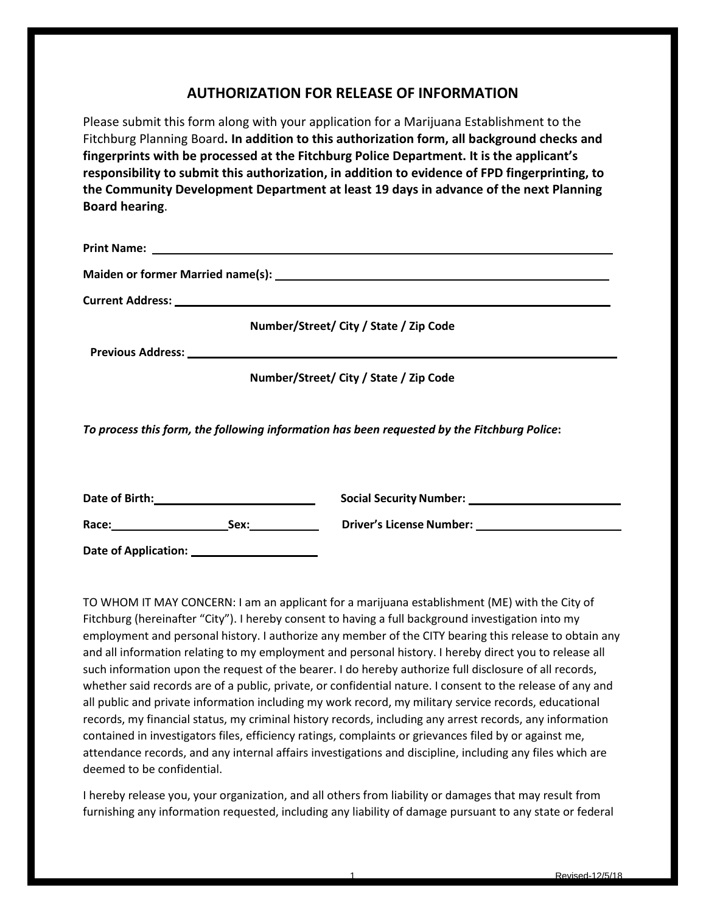## AUTHORIZATION FOR RELEASE OF INFORMATION

Please submit this form along with your application for a Marijuana Establishment to the Fitchburg Planning Board**. In addition to this authorization form, all background checks and fingerprints with be processed at the Fitchburg Police Department. It is the applicant's responsibility to submit this authorization, in addition to evidence of FPD fingerprinting, to the Community Development Department at least 19 days in advance of the next Planning Board hearing**.

**Print Name:** ______________________________________________

**Maiden or former Married name(s):** ______________________________

**Current Address:** __________________________________________

**Number/Street/ City / State / Zip Code**

**Previous Address:** __________________________________________

**Number/Street/ City / State / Zip Code**

***To process this form, the following information has been requested by the Fitchburg Police*:**

**Date of Birth:** ____________________ **Social Security Number:** ____________________

**Race:** ______________ **Sex:** ________ **Driver's License Number:** ____________________

**Date of Application:** ________________

TO WHOM IT MAY CONCERN: I am an applicant for a marijuana establishment (ME) with the City of Fitchburg (hereinafter "City"). I hereby consent to having a full background investigation into my employment and personal history. I authorize any member of the CITY bearing this release to obtain any and all information relating to my employment and personal history. I hereby direct you to release all such information upon the request of the bearer. I do hereby authorize full disclosure of all records, whether said records are of a public, private, or confidential nature. I consent to the release of any and all public and private information including my work record, my military service records, educational records, my financial status, my criminal history records, including any arrest records, any information contained in investigators files, efficiency ratings, complaints or grievances filed by or against me, attendance records, and any internal affairs investigations and discipline, including any files which are deemed to be confidential.

I hereby release you, your organization, and all others from liability or damages that may result from furnishing any information requested, including any liability of damage pursuant to any state or federal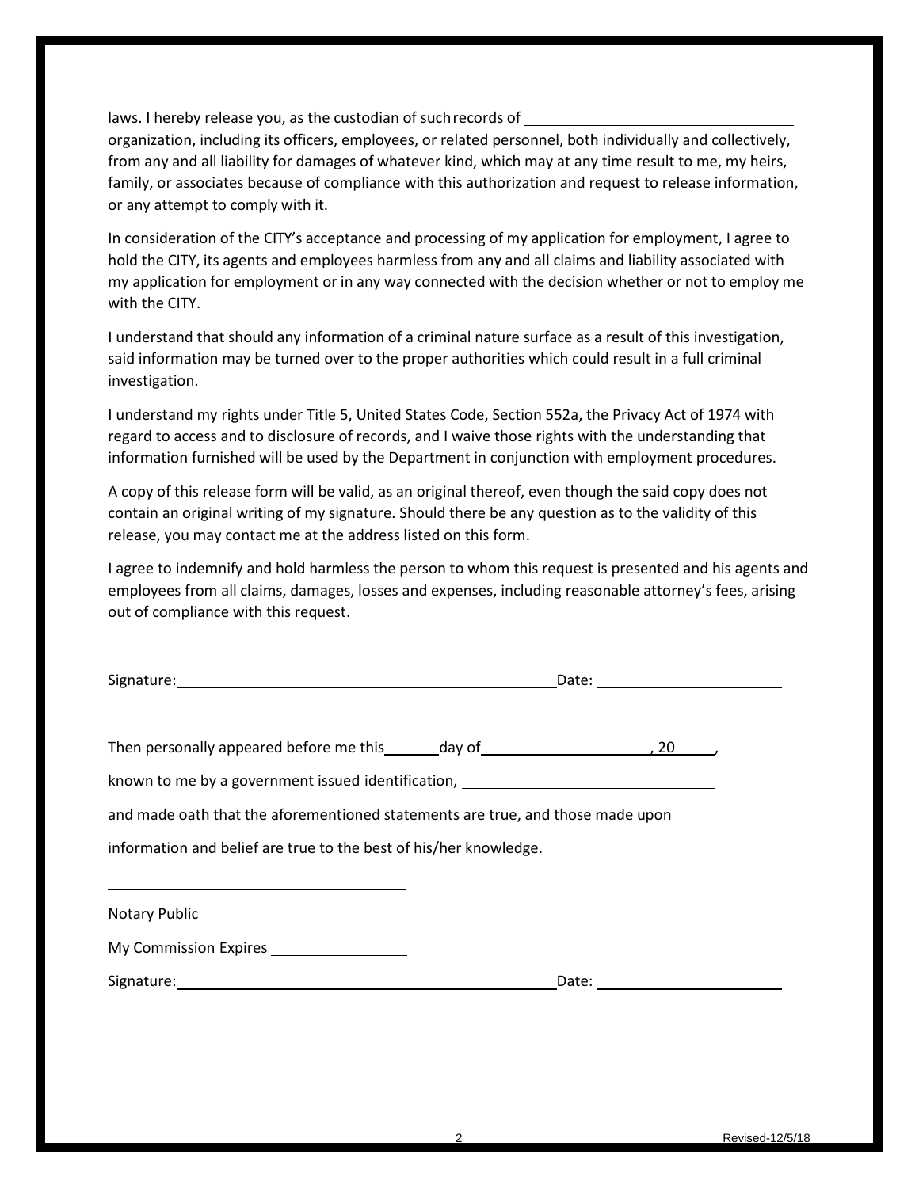laws. I hereby release you, as the custodian of such records of ________________________ organization, including its officers, employees, or related personnel, both individually and collectively, from any and all liability for damages of whatever kind, which may at any time result to me, my heirs, family, or associates because of compliance with this authorization and request to release information, or any attempt to comply with it.

In consideration of the CITY's acceptance and processing of my application for employment, I agree to hold the CITY, its agents and employees harmless from any and all claims and liability associated with my application for employment or in any way connected with the decision whether or not to employ me with the CITY.

I understand that should any information of a criminal nature surface as a result of this investigation, said information may be turned over to the proper authorities which could result in a full criminal investigation.

I understand my rights under Title 5, United States Code, Section 552a, the Privacy Act of 1974 with regard to access and to disclosure of records, and I waive those rights with the understanding that information furnished will be used by the Department in conjunction with employment procedures.

A copy of this release form will be valid, as an original thereof, even though the said copy does not contain an original writing of my signature. Should there be any question as to the validity of this release, you may contact me at the address listed on this form.

I agree to indemnify and hold harmless the person to whom this request is presented and his agents and employees from all claims, damages, losses and expenses, including reasonable attorney's fees, arising out of compliance with this request.

Signature:________________________________________ Date: ____________________

Then personally appeared before me this______day of____________________, 20_____,

known to me by a government issued identification, ______________________________

and made oath that the aforementioned statements are true, and those made upon

information and belief are true to the best of his/her knowledge.

____________________________________

Notary Public

My Commission Expires ________________

Signature:________________________________________ Date: ____________________

Revised-12/5/18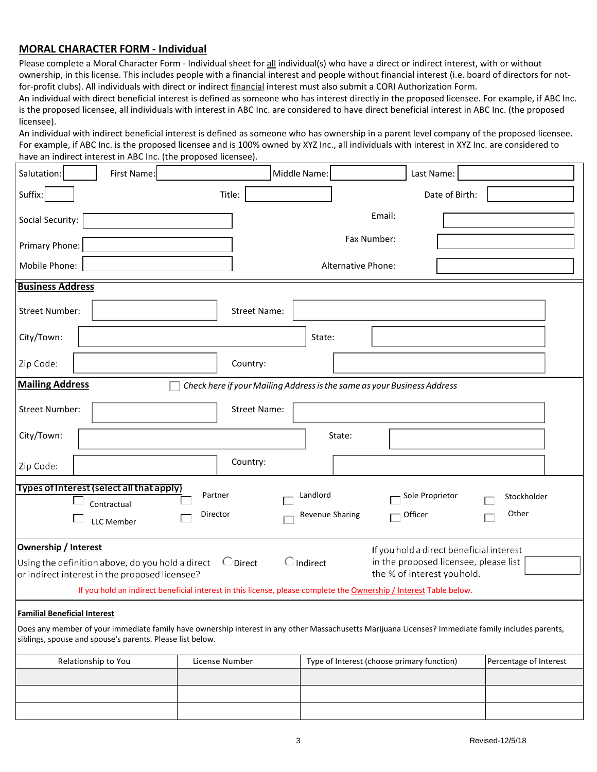## MORAL CHARACTER FORM - Individual

Please complete a Moral Character Form - Individual sheet for all individual(s) who have a direct or indirect interest, with or without ownership, in this license. This includes people with a financial interest and people without financial interest (i.e. board of directors for not-for-profit clubs). All individuals with direct or indirect financial interest must also submit a CORI Authorization Form.

An individual with direct beneficial interest is defined as someone who has interest directly in the proposed licensee. For example, if ABC Inc. is the proposed licensee, all individuals with interest in ABC Inc. are considered to have direct beneficial interest in ABC Inc. (the proposed licensee).

An individual with indirect beneficial interest is defined as someone who has ownership in a parent level company of the proposed licensee. For example, if ABC Inc. is the proposed licensee and is 100% owned by XYZ Inc., all individuals with interest in XYZ Inc. are considered to have an indirect interest in ABC Inc. (the proposed licensee).

Salutation: ______ First Name: ______ Middle Name: ______ Last Name: ______

Suffix: ______ Title: ______ Date of Birth: ______

Social Security: ______ Email: ______

Primary Phone: ______ Fax Number: ______

Mobile Phone: ______ Alternative Phone: ______

### Business Address

Street Number: ______ Street Name: ______

City/Town: ______ State: ______

Zip Code: ______ Country: ______

### Mailing Address

☐ *Check here if your Mailing Address is the same as your Business Address*

Street Number: ______ Street Name: ______

City/Town: ______ State: ______

Zip Code: ______ Country: ______

### Types of Interest (select all that apply)

☐ Contractual ☐ Partner ☐ Landlord ☐ Sole Proprietor ☐ Stockholder

☐ LLC Member ☐ Director ☐ Revenue Sharing ☐ Officer ☐ Other

### Ownership / Interest

Using the definition above, do you hold a direct or indirect interest in the proposed licensee? ○ Direct ○ Indirect

If you hold a direct beneficial interest in the proposed licensee, please list the % of interest you hold. ______

If you hold an indirect beneficial interest in this license, please complete the Ownership / Interest Table below.

### Familial Beneficial Interest

Does any member of your immediate family have ownership interest in any other Massachusetts Marijuana Licenses? Immediate family includes parents, siblings, spouse and spouse's parents. Please list below.

| Relationship to You | License Number | Type of Interest (choose primary function) | Percentage of Interest |
|---|---|---|---|
| | | | |
| | | | |
| | | | |

Revised-12/5/18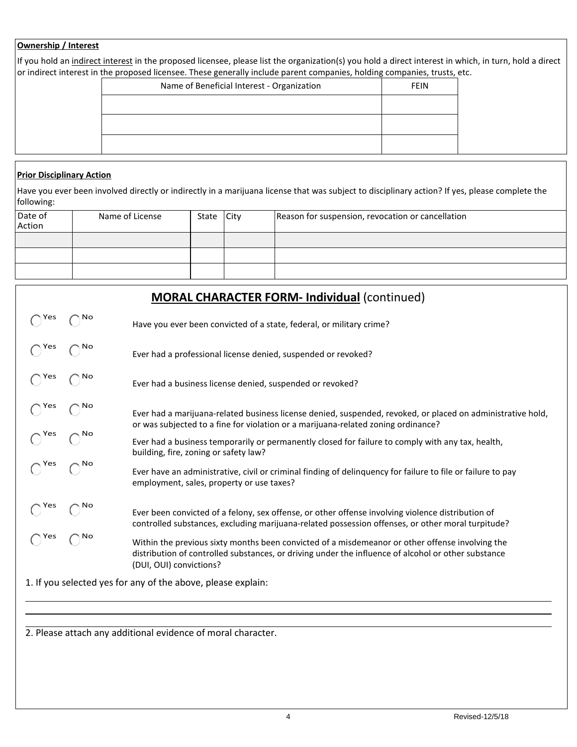**Ownership / Interest**

If you hold an indirect interest in the proposed licensee, please list the organization(s) you hold a direct interest in which, in turn, hold a direct or indirect interest in the proposed licensee. These generally include parent companies, holding companies, trusts, etc.

| Name of Beneficial Interest - Organization | FEIN |
|---|---|
| | |
| | |
| | |

**Prior Disciplinary Action**

Have you ever been involved directly or indirectly in a marijuana license that was subject to disciplinary action? If yes, please complete the following:

| Date of Action | Name of License | State | City | Reason for suspension, revocation or cancellation |
|---|---|---|---|---|
| | | | | |
| | | | | |
| | | | | |

## **MORAL CHARACTER FORM- Individual** (continued)

- ◯ Yes ◯ No — Have you ever been convicted of a state, federal, or military crime?
- ◯ Yes ◯ No — Ever had a professional license denied, suspended or revoked?
- ◯ Yes ◯ No — Ever had a business license denied, suspended or revoked?
- ◯ Yes ◯ No — Ever had a marijuana-related business license denied, suspended, revoked, or placed on administrative hold, or was subjected to a fine for violation or a marijuana-related zoning ordinance?
- ◯ Yes ◯ No — Ever had a business temporarily or permanently closed for failure to comply with any tax, health, building, fire, zoning or safety law?
- ◯ Yes ◯ No — Ever have an administrative, civil or criminal finding of delinquency for failure to file or failure to pay employment, sales, property or use taxes?
- ◯ Yes ◯ No — Ever been convicted of a felony, sex offense, or other offense involving violence distribution of controlled substances, excluding marijuana-related possession offenses, or other moral turpitude?
- ◯ Yes ◯ No — Within the previous sixty months been convicted of a misdemeanor or other offense involving the distribution of controlled substances, or driving under the influence of alcohol or other substance (DUI, OUI) convictions?

1. If you selected yes for any of the above, please explain:

______________________________________________________________________

______________________________________________________________________

2. Please attach any additional evidence of moral character.

Revised-12/5/18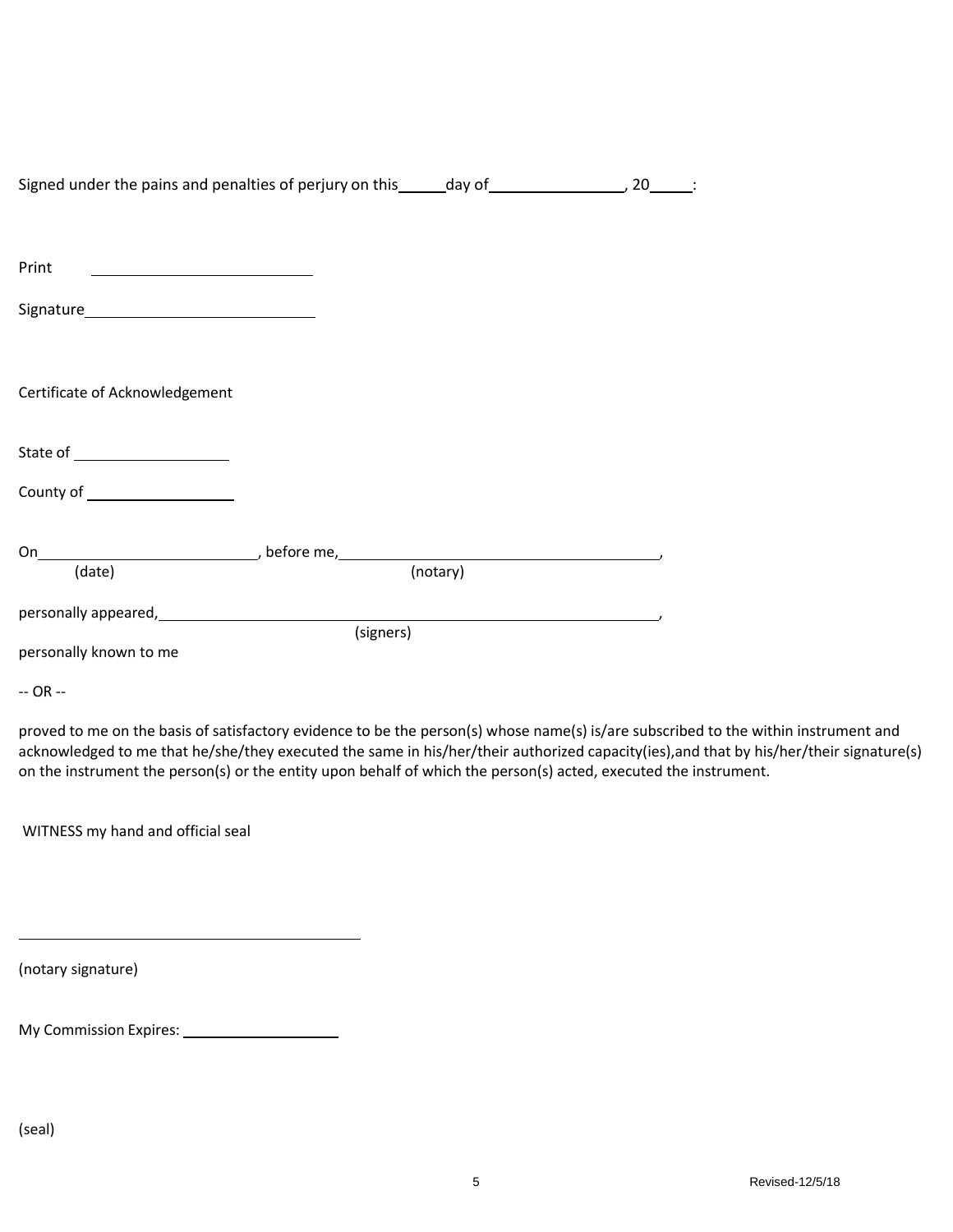Signed under the pains and penalties of perjury on this______day of________________, 20_____:

Print ____________________________

Signature____________________________

Certificate of Acknowledgement

State of ____________________

County of ____________________

On____________________________, before me,________________________________________,
(date) (notary)

personally appeared,________________________________________________________________,
(signers)

personally known to me

-- OR --

proved to me on the basis of satisfactory evidence to be the person(s) whose name(s) is/are subscribed to the within instrument and acknowledged to me that he/she/they executed the same in his/her/their authorized capacity(ies),and that by his/her/their signature(s) on the instrument the person(s) or the entity upon behalf of which the person(s) acted, executed the instrument.

WITNESS my hand and official seal

____________________________________________

(notary signature)

My Commission Expires: ____________________

(seal)

Revised-12/5/18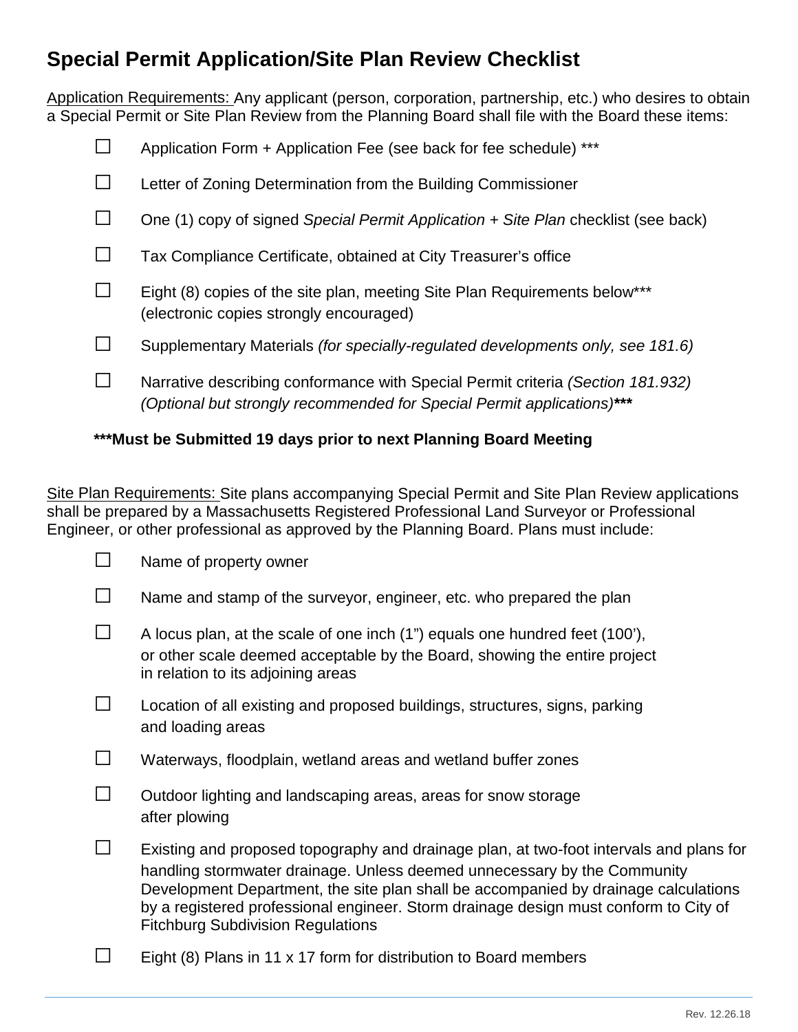# Special Permit Application/Site Plan Review Checklist

Application Requirements: Any applicant (person, corporation, partnership, etc.) who desires to obtain a Special Permit or Site Plan Review from the Planning Board shall file with the Board these items:

- ☐ Application Form + Application Fee (see back for fee schedule) ***
- ☐ Letter of Zoning Determination from the Building Commissioner
- ☐ One (1) copy of signed *Special Permit Application* + *Site Plan* checklist (see back)
- ☐ Tax Compliance Certificate, obtained at City Treasurer's office
- ☐ Eight (8) copies of the site plan, meeting Site Plan Requirements below*** (electronic copies strongly encouraged)
- ☐ Supplementary Materials *(for specially-regulated developments only, see 181.6)*
- ☐ Narrative describing conformance with Special Permit criteria *(Section 181.932) (Optional but strongly recommended for Special Permit applications)****

**\*\*\*Must be Submitted 19 days prior to next Planning Board Meeting**

Site Plan Requirements: Site plans accompanying Special Permit and Site Plan Review applications shall be prepared by a Massachusetts Registered Professional Land Surveyor or Professional Engineer, or other professional as approved by the Planning Board. Plans must include:

- ☐ Name of property owner
- ☐ Name and stamp of the surveyor, engineer, etc. who prepared the plan
- ☐ A locus plan, at the scale of one inch (1") equals one hundred feet (100'), or other scale deemed acceptable by the Board, showing the entire project in relation to its adjoining areas
- ☐ Location of all existing and proposed buildings, structures, signs, parking and loading areas
- ☐ Waterways, floodplain, wetland areas and wetland buffer zones
- ☐ Outdoor lighting and landscaping areas, areas for snow storage after plowing
- ☐ Existing and proposed topography and drainage plan, at two-foot intervals and plans for handling stormwater drainage. Unless deemed unnecessary by the Community Development Department, the site plan shall be accompanied by drainage calculations by a registered professional engineer. Storm drainage design must conform to City of Fitchburg Subdivision Regulations
- ☐ Eight (8) Plans in 11 x 17 form for distribution to Board members

Rev. 12.26.18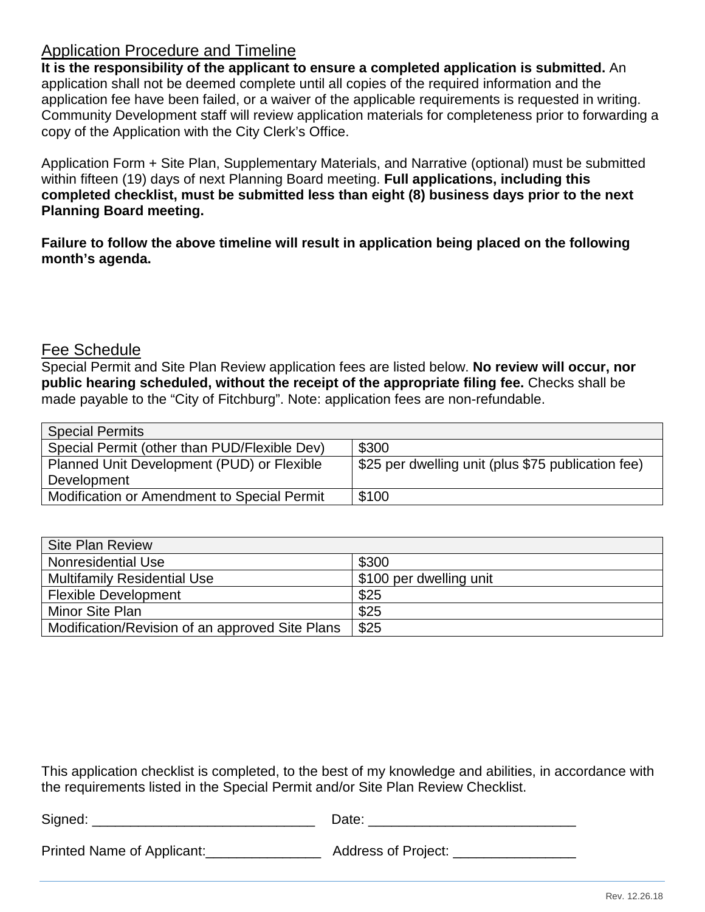## Application Procedure and Timeline

**It is the responsibility of the applicant to ensure a completed application is submitted.** An application shall not be deemed complete until all copies of the required information and the application fee have been failed, or a waiver of the applicable requirements is requested in writing. Community Development staff will review application materials for completeness prior to forwarding a copy of the Application with the City Clerk's Office.

Application Form + Site Plan, Supplementary Materials, and Narrative (optional) must be submitted within fifteen (19) days of next Planning Board meeting. **Full applications, including this completed checklist, must be submitted less than eight (8) business days prior to the next Planning Board meeting.**

**Failure to follow the above timeline will result in application being placed on the following month's agenda.**

## Fee Schedule

Special Permit and Site Plan Review application fees are listed below. **No review will occur, nor public hearing scheduled, without the receipt of the appropriate filing fee.** Checks shall be made payable to the "City of Fitchburg". Note: application fees are non-refundable.

| Special Permits | |
|---|---|
| Special Permit (other than PUD/Flexible Dev) | $300 |
| Planned Unit Development (PUD) or Flexible Development | $25 per dwelling unit (plus $75 publication fee) |
| Modification or Amendment to Special Permit | $100 |

| Site Plan Review | |
|---|---|
| Nonresidential Use | $300 |
| Multifamily Residential Use | $100 per dwelling unit |
| Flexible Development | $25 |
| Minor Site Plan | $25 |
| Modification/Revision of an approved Site Plans | $25 |

This application checklist is completed, to the best of my knowledge and abilities, in accordance with the requirements listed in the Special Permit and/or Site Plan Review Checklist.

Signed: ______________________________ Date: ___________________________

Printed Name of Applicant:_______________ Address of Project: ________________

Rev. 12.26.18